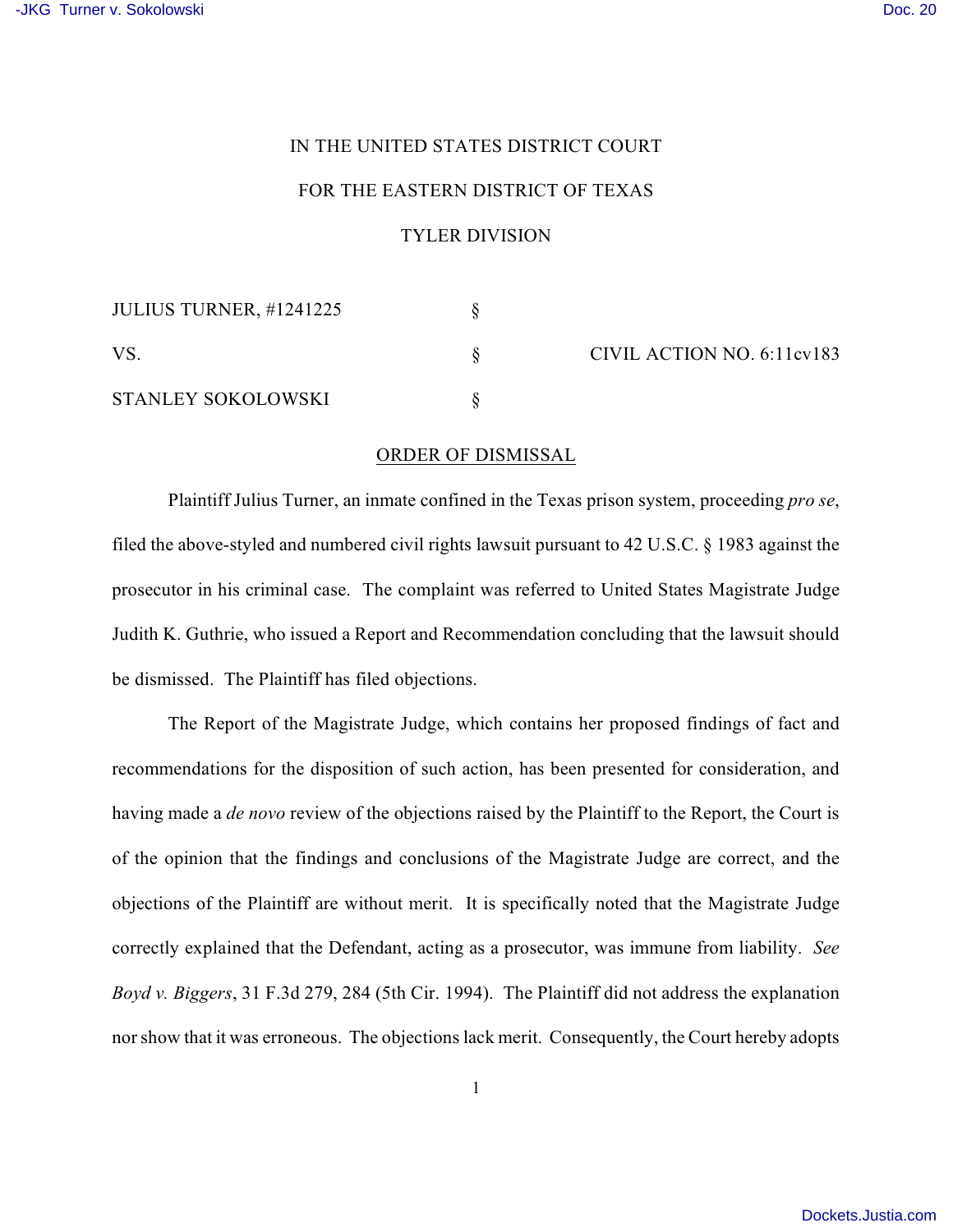IN THE UNITED STATES DISTRICT COURT

FOR THE EASTERN DISTRICT OF TEXAS

TYLER DIVISION

| | | |
|---|---|---|
| JULIUS TURNER, #1241225 | § | |
| VS. | § | CIVIL ACTION NO. 6:11cv183 |
| STANLEY SOKOLOWSKI | § | |

ORDER OF DISMISSAL

Plaintiff Julius Turner, an inmate confined in the Texas prison system, proceeding *pro se*, filed the above-styled and numbered civil rights lawsuit pursuant to 42 U.S.C. § 1983 against the prosecutor in his criminal case. The complaint was referred to United States Magistrate Judge Judith K. Guthrie, who issued a Report and Recommendation concluding that the lawsuit should be dismissed. The Plaintiff has filed objections.

The Report of the Magistrate Judge, which contains her proposed findings of fact and recommendations for the disposition of such action, has been presented for consideration, and having made a *de novo* review of the objections raised by the Plaintiff to the Report, the Court is of the opinion that the findings and conclusions of the Magistrate Judge are correct, and the objections of the Plaintiff are without merit. It is specifically noted that the Magistrate Judge correctly explained that the Defendant, acting as a prosecutor, was immune from liability. *See Boyd v. Biggers*, 31 F.3d 279, 284 (5th Cir. 1994). The Plaintiff did not address the explanation nor show that it was erroneous. The objections lack merit. Consequently, the Court hereby adopts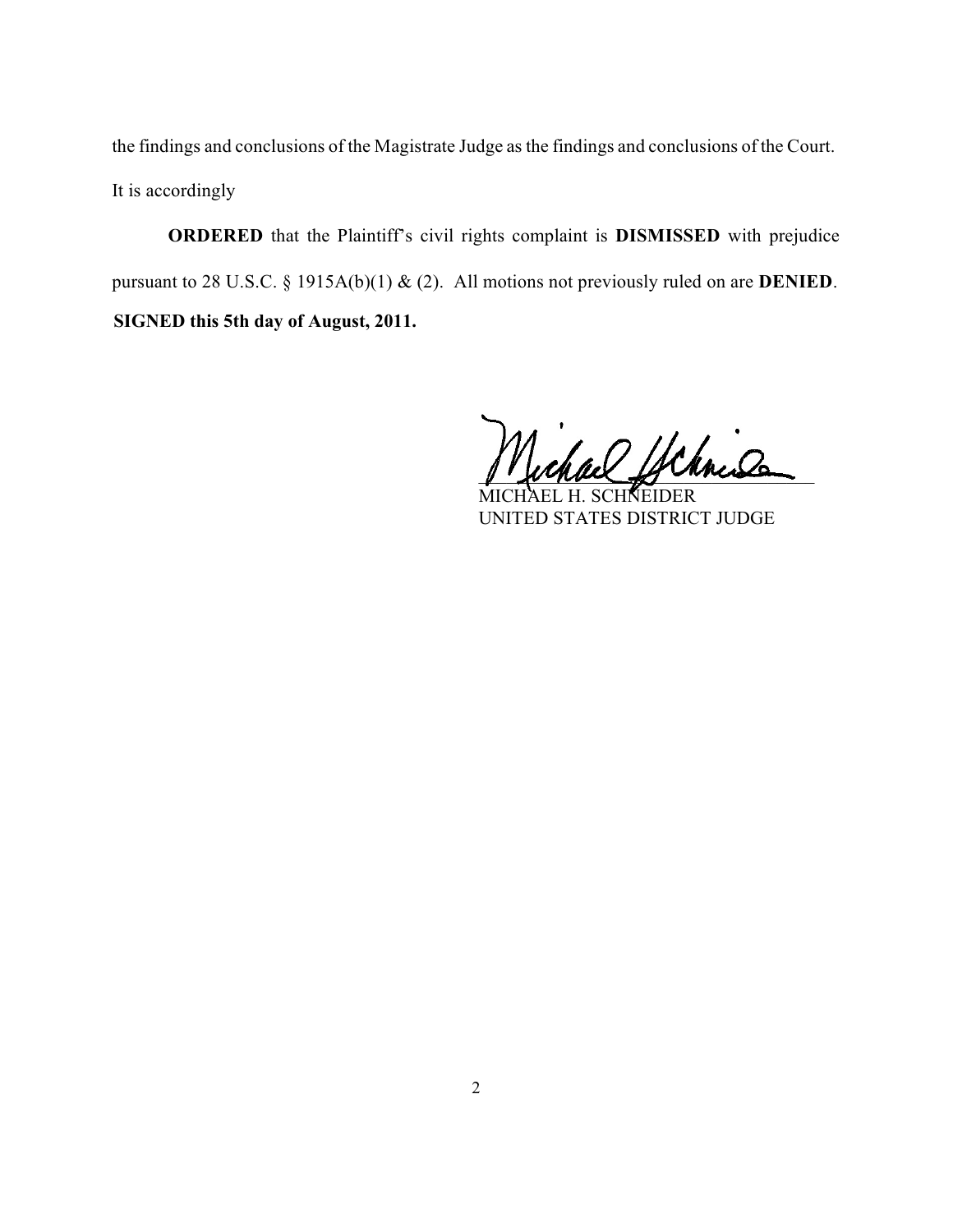the findings and conclusions of the Magistrate Judge as the findings and conclusions of the Court.

It is accordingly

**ORDERED** that the Plaintiff's civil rights complaint is **DISMISSED** with prejudice pursuant to 28 U.S.C. § 1915A(b)(1) & (2). All motions not previously ruled on are **DENIED**.

**SIGNED this 5th day of August, 2011.**

MICHAEL H. SCHNEIDER
UNITED STATES DISTRICT JUDGE